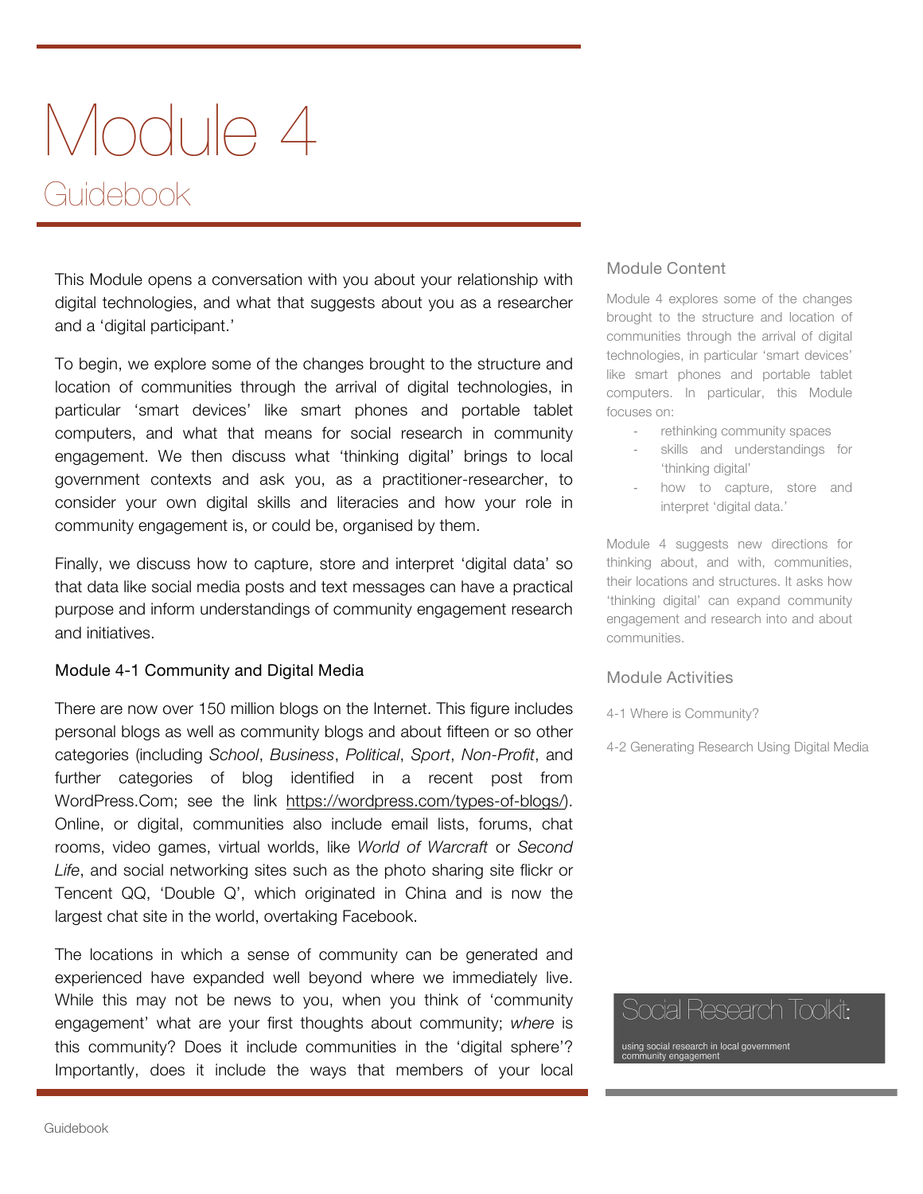# Module 4

## Guidebook

This Module opens a conversation with you about your relationship with digital technologies, and what that suggests about you as a researcher and a 'digital participant.'

To begin, we explore some of the changes brought to the structure and location of communities through the arrival of digital technologies, in particular 'smart devices' like smart phones and portable tablet computers, and what that means for social research in community engagement. We then discuss what 'thinking digital' brings to local government contexts and ask you, as a practitioner-researcher, to consider your own digital skills and literacies and how your role in community engagement is, or could be, organised by them.

Finally, we discuss how to capture, store and interpret 'digital data' so that data like social media posts and text messages can have a practical purpose and inform understandings of community engagement research and initiatives.

### Module 4-1 Community and Digital Media

There are now over 150 million blogs on the Internet. This figure includes personal blogs as well as community blogs and about fifteen or so other categories (including *School*, *Business*, *Political*, *Sport*, *Non-Profit*, and further categories of blog identified in a recent post from WordPress.Com; see the link https://wordpress.com/types-of-blogs/). Online, or digital, communities also include email lists, forums, chat rooms, video games, virtual worlds, like *World of Warcraft* or *Second Life*, and social networking sites such as the photo sharing site flickr or Tencent QQ, 'Double Q', which originated in China and is now the largest chat site in the world, overtaking Facebook.

The locations in which a sense of community can be generated and experienced have expanded well beyond where we immediately live. While this may not be news to you, when you think of 'community engagement' what are your first thoughts about community; *where* is this community? Does it include communities in the 'digital sphere'? Importantly, does it include the ways that members of your local

### Module Content

Module 4 explores some of the changes brought to the structure and location of communities through the arrival of digital technologies, in particular 'smart devices' like smart phones and portable tablet computers. In particular, this Module focuses on:

- rethinking community spaces
- skills and understandings for 'thinking digital'
- how to capture, store and interpret 'digital data.'

Module 4 suggests new directions for thinking about, and with, communities, their locations and structures. It asks how 'thinking digital' can expand community engagement and research into and about communities.

### Module Activities

4-1 Where is Community?

4-2 Generating Research Using Digital Media

Social Research Toolkit:

using social research in local government community engagement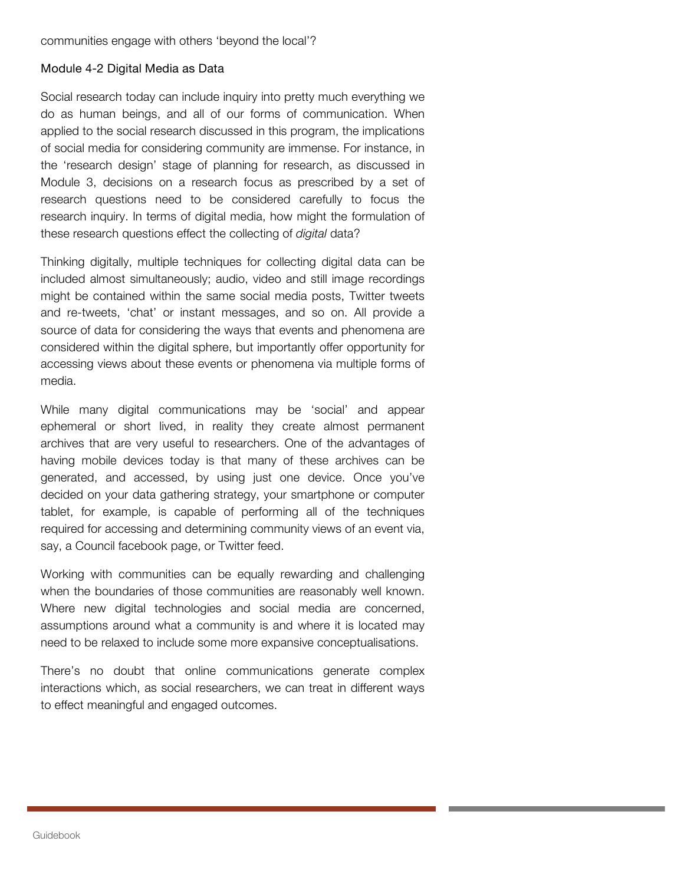communities engage with others 'beyond the local'?

## Module 4-2 Digital Media as Data

Social research today can include inquiry into pretty much everything we do as human beings, and all of our forms of communication. When applied to the social research discussed in this program, the implications of social media for considering community are immense. For instance, in the 'research design' stage of planning for research, as discussed in Module 3, decisions on a research focus as prescribed by a set of research questions need to be considered carefully to focus the research inquiry. In terms of digital media, how might the formulation of these research questions effect the collecting of *digital* data?

Thinking digitally, multiple techniques for collecting digital data can be included almost simultaneously; audio, video and still image recordings might be contained within the same social media posts, Twitter tweets and re-tweets, 'chat' or instant messages, and so on. All provide a source of data for considering the ways that events and phenomena are considered within the digital sphere, but importantly offer opportunity for accessing views about these events or phenomena via multiple forms of media.

While many digital communications may be 'social' and appear ephemeral or short lived, in reality they create almost permanent archives that are very useful to researchers. One of the advantages of having mobile devices today is that many of these archives can be generated, and accessed, by using just one device. Once you've decided on your data gathering strategy, your smartphone or computer tablet, for example, is capable of performing all of the techniques required for accessing and determining community views of an event via, say, a Council facebook page, or Twitter feed.

Working with communities can be equally rewarding and challenging when the boundaries of those communities are reasonably well known. Where new digital technologies and social media are concerned, assumptions around what a community is and where it is located may need to be relaxed to include some more expansive conceptualisations.

There's no doubt that online communications generate complex interactions which, as social researchers, we can treat in different ways to effect meaningful and engaged outcomes.